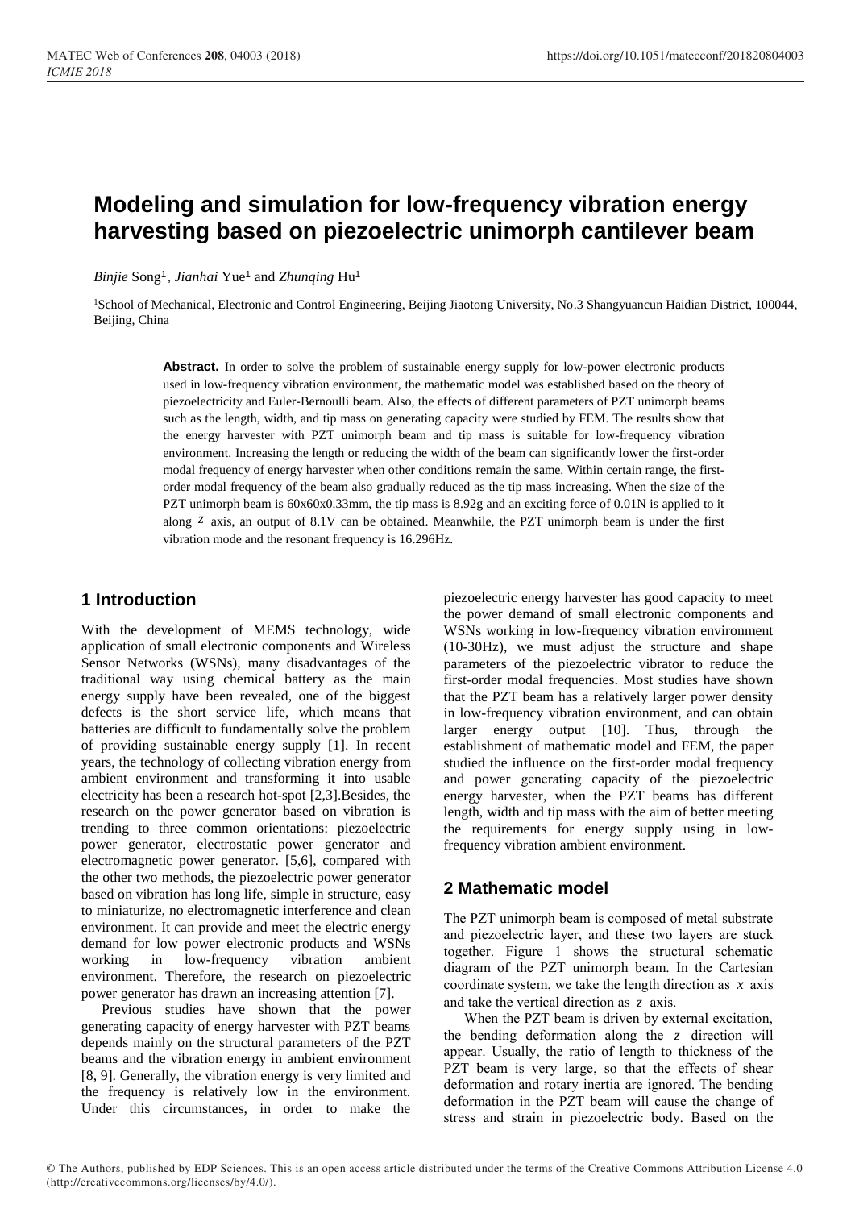# Modeling and simulation for low-frequency vibration energy harvesting based on piezoelectric unimorph cantilever beam

*Binjie* Song[1], *Jianhai* Yue[1] and *Zhunqing* Hu[1]

[1]School of Mechanical, Electronic and Control Engineering, Beijing Jiaotong University, No.3 Shangyuancun Haidian District, 100044, Beijing, China

**Abstract.** In order to solve the problem of sustainable energy supply for low-power electronic products used in low-frequency vibration environment, the mathematic model was established based on the theory of piezoelectricity and Euler-Bernoulli beam. Also, the effects of different parameters of PZT unimorph beams such as the length, width, and tip mass on generating capacity were studied by FEM. The results show that the energy harvester with PZT unimorph beam and tip mass is suitable for low-frequency vibration environment. Increasing the length or reducing the width of the beam can significantly lower the first-order modal frequency of energy harvester when other conditions remain the same. Within certain range, the first-order modal frequency of the beam also gradually reduced as the tip mass increasing. When the size of the PZT unimorph beam is 60x60x0.33mm, the tip mass is 8.92g and an exciting force of 0.01N is applied to it along $z$ axis, an output of 8.1V can be obtained. Meanwhile, the PZT unimorph beam is under the first vibration mode and the resonant frequency is 16.296Hz.

## 1 Introduction

With the development of MEMS technology, wide application of small electronic components and Wireless Sensor Networks (WSNs), many disadvantages of the traditional way using chemical battery as the main energy supply have been revealed, one of the biggest defects is the short service life, which means that batteries are difficult to fundamentally solve the problem of providing sustainable energy supply [1]. In recent years, the technology of collecting vibration energy from ambient environment and transforming it into usable electricity has been a research hot-spot [2,3].Besides, the research on the power generator based on vibration is trending to three common orientations: piezoelectric power generator, electrostatic power generator and electromagnetic power generator. [5,6], compared with the other two methods, the piezoelectric power generator based on vibration has long life, simple in structure, easy to miniaturize, no electromagnetic interference and clean environment. It can provide and meet the electric energy demand for low power electronic products and WSNs working in low-frequency vibration ambient environment. Therefore, the research on piezoelectric power generator has drawn an increasing attention [7].

Previous studies have shown that the power generating capacity of energy harvester with PZT beams depends mainly on the structural parameters of the PZT beams and the vibration energy in ambient environment [8, 9]. Generally, the vibration energy is very limited and the frequency is relatively low in the environment. Under this circumstances, in order to make the piezoelectric energy harvester has good capacity to meet the power demand of small electronic components and WSNs working in low-frequency vibration environment (10-30Hz), we must adjust the structure and shape parameters of the piezoelectric vibrator to reduce the first-order modal frequencies. Most studies have shown that the PZT beam has a relatively larger power density in low-frequency vibration environment, and can obtain larger energy output [10]. Thus, through the establishment of mathematic model and FEM, the paper studied the influence on the first-order modal frequency and power generating capacity of the piezoelectric energy harvester, when the PZT beams has different length, width and tip mass with the aim of better meeting the requirements for energy supply using in low-frequency vibration ambient environment.

## 2 Mathematic model

The PZT unimorph beam is composed of metal substrate and piezoelectric layer, and these two layers are stuck together. Figure 1 shows the structural schematic diagram of the PZT unimorph beam. In the Cartesian coordinate system, we take the length direction as $x$ axis and take the vertical direction as $z$ axis.

When the PZT beam is driven by external excitation, the bending deformation along the $z$ direction will appear. Usually, the ratio of length to thickness of the PZT beam is very large, so that the effects of shear deformation and rotary inertia are ignored. The bending deformation in the PZT beam will cause the change of stress and strain in piezoelectric body. Based on the

© The Authors, published by EDP Sciences. This is an open access article distributed under the terms of the Creative Commons Attribution License 4.0 (http://creativecommons.org/licenses/by/4.0/).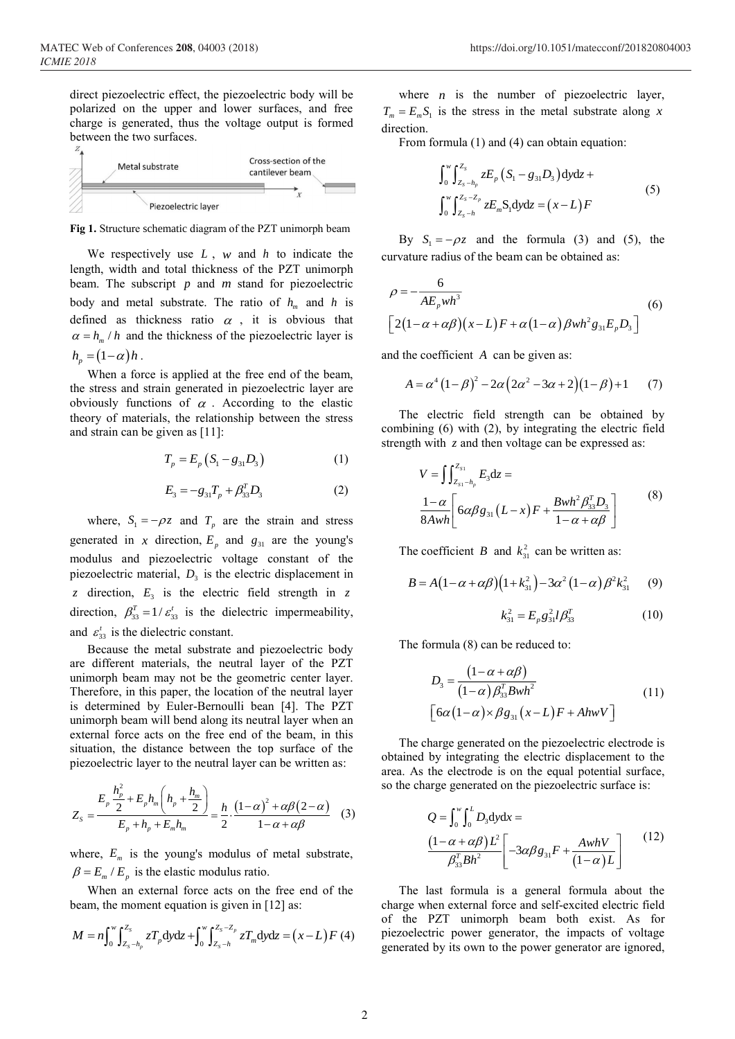direct piezoelectric effect, the piezoelectric body will be polarized on the upper and lower surfaces, and free charge is generated, thus the voltage output is formed between the two surfaces.

**Fig 1.** Structure schematic diagram of the PZT unimorph beam

We respectively use $L$ , $w$ and $h$ to indicate the length, width and total thickness of the PZT unimorph beam. The subscript $p$ and $m$ stand for piezoelectric body and metal substrate. The ratio of $h_m$ and $h$ is defined as thickness ratio $\alpha$ , it is obvious that $\alpha = h_m / h$ and the thickness of the piezoelectric layer is $h_p = (1-\alpha)h$ .

When a force is applied at the free end of the beam, the stress and strain generated in piezoelectric layer are obviously functions of $\alpha$ . According to the elastic theory of materials, the relationship between the stress and strain can be given as [11]:

$$T_p = E_p\left(S_1 - g_{31}D_3\right) \tag{1}$$

$$E_3 = -g_{31}T_p + \beta_{33}^T D_3 \tag{2}$$

where, $S_1 = -\rho z$ and $T_p$ are the strain and stress generated in $x$ direction, $E_p$ and $g_{31}$ are the young's modulus and piezoelectric voltage constant of the piezoelectric material, $D_3$ is the electric displacement in $z$ direction, $E_3$ is the electric field strength in $z$ direction, $\beta_{33}^T = 1/\varepsilon_{33}^t$ is the dielectric impermeability, and $\varepsilon_{33}^t$ is the dielectric constant.

Because the metal substrate and piezoelectric body are different materials, the neutral layer of the PZT unimorph beam may not be the geometric center layer. Therefore, in this paper, the location of the neutral layer is determined by Euler-Bernoulli bean [4]. The PZT unimorph beam will bend along its neutral layer when an external force acts on the free end of the beam, in this situation, the distance between the top surface of the piezoelectric layer to the neutral layer can be written as:

$$Z_S = \frac{E_p \frac{h_p^2}{2} + E_p h_m\left(h_p + \frac{h_m}{2}\right)}{E_p + h_p + E_m h_m} = \frac{h}{2}\cdot\frac{(1-\alpha)^2 + \alpha\beta(2-\alpha)}{1-\alpha+\alpha\beta} \tag{3}$$

where, $E_m$ is the young's modulus of metal substrate, $\beta = E_m / E_p$ is the elastic modulus ratio.

When an external force acts on the free end of the beam, the moment equation is given in [12] as:

$$M = n\int_0^w\int_{Z_S-h_p}^{Z_S} zT_p \mathrm{d}y\mathrm{d}z + \int_0^w\int_{Z_S-h}^{Z_S-Z_p} zT_m \mathrm{d}y\mathrm{d}z = (x-L)F \tag{4}$$

where $n$ is the number of piezoelectric layer, $T_m = E_m S_1$ is the stress in the metal substrate along $x$ direction.

From formula (1) and (4) can obtain equation:

$$\begin{aligned}&\int_0^w\int_{Z_S-h_p}^{Z_S} zE_p\left(S_1 - g_{31}D_3\right)\mathrm{d}y\mathrm{d}z + \\ &\int_0^w\int_{Z_S-h}^{Z_S-Z_p} zE_m S_1 \mathrm{d}y\mathrm{d}z = (x-L)F\end{aligned} \tag{5}$$

By $S_1 = -\rho z$ and the formula (3) and (5), the curvature radius of the beam can be obtained as:

$$\begin{aligned}\rho = &-\frac{6}{AE_p wh^3} \\ &\left[2(1-\alpha+\alpha\beta)(x-L)F + \alpha(1-\alpha)\beta wh^2 g_{31}E_p D_3\right]\end{aligned} \tag{6}$$

and the coefficient $A$ can be given as:

$$A = \alpha^4(1-\beta)^2 - 2\alpha\left(2\alpha^2 - 3\alpha + 2\right)(1-\beta) + 1 \tag{7}$$

The electric field strength can be obtained by combining (6) with (2), by integrating the electric field strength with $z$ and then voltage can be expressed as:

$$\begin{aligned}V = &\iint_{Z_{S1}-h_p}^{Z_{S1}} E_3 \mathrm{d}z = \\ &\frac{1-\alpha}{8Awh}\left[6\alpha\beta g_{31}(L-x)F + \frac{Bwh^2\beta_{33}^T D_3}{1-\alpha+\alpha\beta}\right]\end{aligned} \tag{8}$$

The coefficient $B$ and $k_{31}^2$ can be written as:

$$B = A(1-\alpha+\alpha\beta)\left(1+k_{31}^2\right) - 3\alpha^2(1-\alpha)\beta^2 k_{31}^2 \tag{9}$$

$$k_{31}^2 = E_p g_{31}^2 l \beta_{33}^T \tag{10}$$

The formula (8) can be reduced to:

$$\begin{aligned}D_3 = &\frac{(1-\alpha+\alpha\beta)}{(1-\alpha)\beta_{33}^T Bwh^2} \\ &\left[6\alpha(1-\alpha)\times\beta g_{31}(x-L)F + AhwV\right]\end{aligned} \tag{11}$$

The charge generated on the piezoelectric electrode is obtained by integrating the electric displacement to the area. As the electrode is on the equal potential surface, so the charge generated on the piezoelectric surface is:

$$\begin{aligned}Q = &\int_0^w\int_0^L D_3 \mathrm{d}y\mathrm{d}x = \\ &\frac{(1-\alpha+\alpha\beta)L^2}{\beta_{33}^T Bh^2}\left[-3\alpha\beta g_{31}F + \frac{AwhV}{(1-\alpha)L}\right]\end{aligned} \tag{12}$$

The last formula is a general formula about the charge when external force and self-excited electric field of the PZT unimorph beam both exist. As for piezoelectric power generator, the impacts of voltage generated by its own to the power generator are ignored,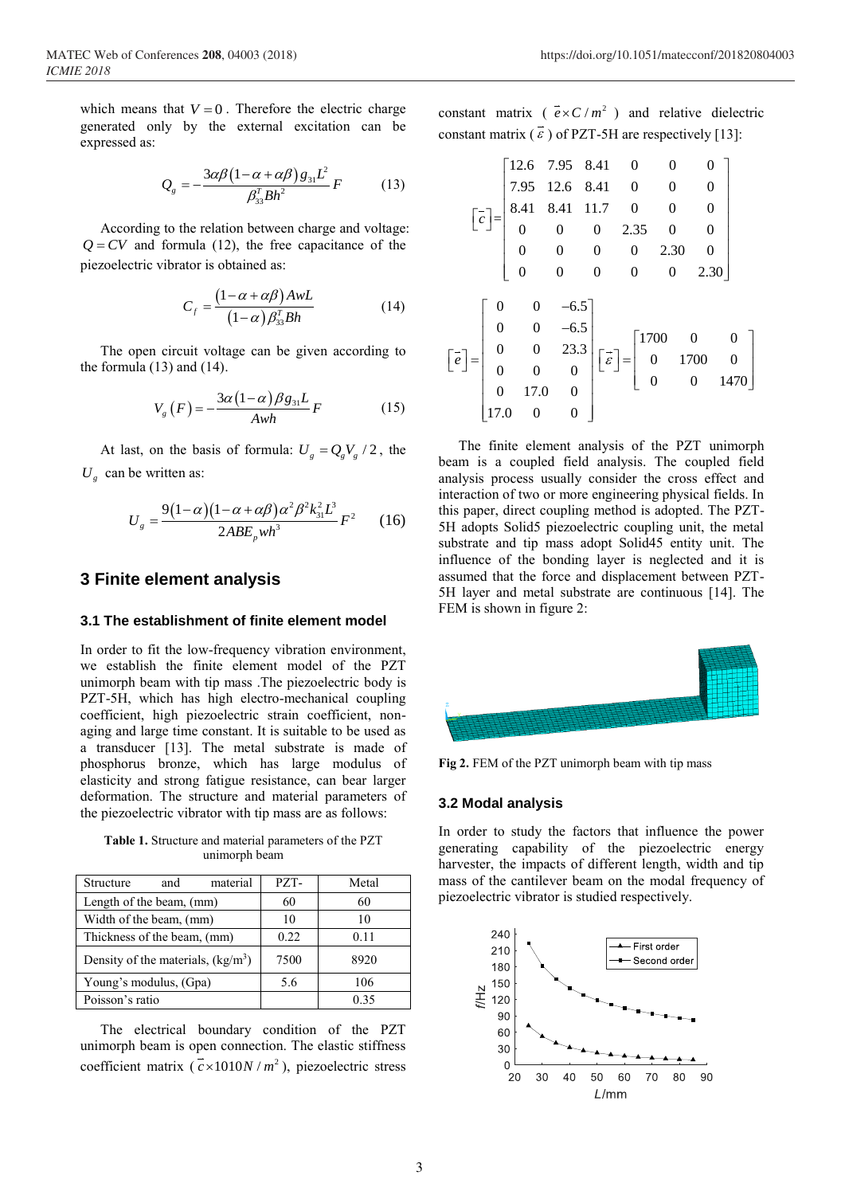which means that $V=0$. Therefore the electric charge generated only by the external excitation can be expressed as:

$$Q_g = -\frac{3\alpha\beta(1-\alpha+\alpha\beta)g_{31}L^2}{\beta_{33}^T Bh^2}F \qquad (13)$$

According to the relation between charge and voltage: $Q=CV$ and formula (12), the free capacitance of the piezoelectric vibrator is obtained as:

$$C_f = \frac{(1-\alpha+\alpha\beta)AwL}{(1-\alpha)\beta_{33}^T Bh} \qquad (14)$$

The open circuit voltage can be given according to the formula (13) and (14).

$$V_g(F) = -\frac{3\alpha(1-\alpha)\beta g_{31}L}{Awh}F \qquad (15)$$

At last, on the basis of formula: $U_g = Q_g V_g / 2$, the $U_g$ can be written as:

$$U_g = \frac{9(1-\alpha)(1-\alpha+\alpha\beta)\alpha^2\beta^2 k_{31}^2 L^3}{2ABE_p wh^3}F^2 \qquad (16)$$

## 3 Finite element analysis

### 3.1 The establishment of finite element model

In order to fit the low-frequency vibration environment, we establish the finite element model of the PZT unimorph beam with tip mass .The piezoelectric body is PZT-5H, which has high electro-mechanical coupling coefficient, high piezoelectric strain coefficient, non-aging and large time constant. It is suitable to be used as a transducer [13]. The metal substrate is made of phosphorus bronze, which has large modulus of elasticity and strong fatigue resistance, can bear larger deformation. The structure and material parameters of the piezoelectric vibrator with tip mass are as follows:

**Table 1.** Structure and material parameters of the PZT unimorph beam

| Structure and material | PZT- | Metal |
|---|---|---|
| Length of the beam, (mm) | 60 | 60 |
| Width of the beam, (mm) | 10 | 10 |
| Thickness of the beam, (mm) | 0.22 | 0.11 |
| Density of the materials, (kg/m$^3$) | 7500 | 8920 |
| Young's modulus, (Gpa) | 5.6 | 106 |
| Poisson's ratio | | 0.35 |

The electrical boundary condition of the PZT unimorph beam is open connection. The elastic stiffness coefficient matrix ($\bar{c}\times1010N/m^2$), piezoelectric stress constant matrix ($\bar{e}\times C/m^2$) and relative dielectric constant matrix ($\bar{\varepsilon}$) of PZT-5H are respectively [13]:

$$\left[\bar{c}\right]=\begin{bmatrix} 12.6 & 7.95 & 8.41 & 0 & 0 & 0 \\ 7.95 & 12.6 & 8.41 & 0 & 0 & 0 \\ 8.41 & 8.41 & 11.7 & 0 & 0 & 0 \\ 0 & 0 & 0 & 2.35 & 0 & 0 \\ 0 & 0 & 0 & 0 & 2.30 & 0 \\ 0 & 0 & 0 & 0 & 0 & 2.30 \end{bmatrix}$$

$$\left[\bar{e}\right]=\begin{bmatrix} 0 & 0 & -6.5 \\ 0 & 0 & -6.5 \\ 0 & 0 & 23.3 \\ 0 & 0 & 0 \\ 0 & 17.0 & 0 \\ 17.0 & 0 & 0 \end{bmatrix} \quad \left[\bar{\varepsilon}\right]=\begin{bmatrix} 1700 & 0 & 0 \\ 0 & 1700 & 0 \\ 0 & 0 & 1470 \end{bmatrix}$$

The finite element analysis of the PZT unimorph beam is a coupled field analysis. The coupled field analysis process usually consider the cross effect and interaction of two or more engineering physical fields. In this paper, direct coupling method is adopted. The PZT-5H adopts Solid5 piezoelectric coupling unit, the metal substrate and tip mass adopt Solid45 entity unit. The influence of the bonding layer is neglected and it is assumed that the force and displacement between PZT-5H layer and metal substrate are continuous [14]. The FEM is shown in figure 2:

**Fig 2.** FEM of the PZT unimorph beam with tip mass

### 3.2 Modal analysis

In order to study the factors that influence the power generating capability of the piezoelectric energy harvester, the impacts of different length, width and tip mass of the cantilever beam on the modal frequency of piezoelectric vibrator is studied respectively.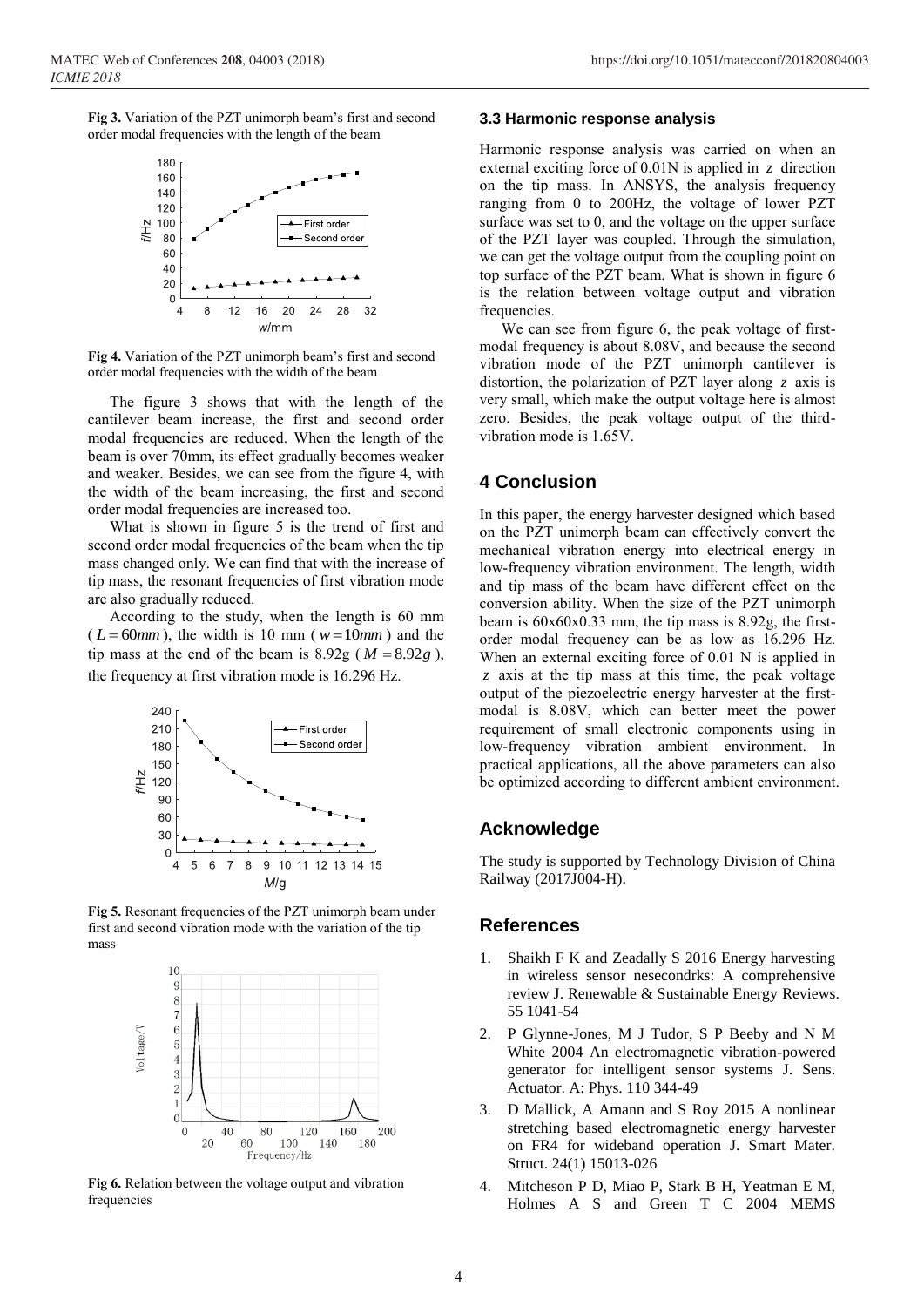**Fig 3.** Variation of the PZT unimorph beam's first and second order modal frequencies with the length of the beam

**Fig 4.** Variation of the PZT unimorph beam's first and second order modal frequencies with the width of the beam

The figure 3 shows that with the length of the cantilever beam increase, the first and second order modal frequencies are reduced. When the length of the beam is over 70mm, its effect gradually becomes weaker and weaker. Besides, we can see from the figure 4, with the width of the beam increasing, the first and second order modal frequencies are increased too.

What is shown in figure 5 is the trend of first and second order modal frequencies of the beam when the tip mass changed only. We can find that with the increase of tip mass, the resonant frequencies of first vibration mode are also gradually reduced.

According to the study, when the length is 60 mm ($L = 60mm$), the width is 10 mm ($w = 10mm$) and the tip mass at the end of the beam is 8.92g ($M = 8.92g$), the frequency at first vibration mode is 16.296 Hz.

**Fig 5.** Resonant frequencies of the PZT unimorph beam under first and second vibration mode with the variation of the tip mass

**Fig 6.** Relation between the voltage output and vibration frequencies

### 3.3 Harmonic response analysis

Harmonic response analysis was carried on when an external exciting force of 0.01N is applied in $z$ direction on the tip mass. In ANSYS, the analysis frequency ranging from 0 to 200Hz, the voltage of lower PZT surface was set to 0, and the voltage on the upper surface of the PZT layer was coupled. Through the simulation, we can get the voltage output from the coupling point on top surface of the PZT beam. What is shown in figure 6 is the relation between voltage output and vibration frequencies.

We can see from figure 6, the peak voltage of first-modal frequency is about 8.08V, and because the second vibration mode of the PZT unimorph cantilever is distortion, the polarization of PZT layer along $z$ axis is very small, which make the output voltage here is almost zero. Besides, the peak voltage output of the third-vibration mode is 1.65V.

## 4 Conclusion

In this paper, the energy harvester designed which based on the PZT unimorph beam can effectively convert the mechanical vibration energy into electrical energy in low-frequency vibration environment. The length, width and tip mass of the beam have different effect on the conversion ability. When the size of the PZT unimorph beam is 60x60x0.33 mm, the tip mass is 8.92g, the first-order modal frequency can be as low as 16.296 Hz. When an external exciting force of 0.01 N is applied in $z$ axis at the tip mass at this time, the peak voltage output of the piezoelectric energy harvester at the first-modal is 8.08V, which can better meet the power requirement of small electronic components using in low-frequency vibration ambient environment. In practical applications, all the above parameters can also be optimized according to different ambient environment.

## Acknowledge

The study is supported by Technology Division of China Railway (2017J004-H).

## References

1. Shaikh F K and Zeadally S 2016 Energy harvesting in wireless sensor nesecondrks: A comprehensive review J. Renewable & Sustainable Energy Reviews. 55 1041-54
2. P Glynne-Jones, M J Tudor, S P Beeby and N M White 2004 An electromagnetic vibration-powered generator for intelligent sensor systems J. Sens. Actuator. A: Phys. 110 344-49
3. D Mallick, A Amann and S Roy 2015 A nonlinear stretching based electromagnetic energy harvester on FR4 for wideband operation J. Smart Mater. Struct. 24(1) 15013-026
4. Mitcheson P D, Miao P, Stark B H, Yeatman E M, Holmes A S and Green T C 2004 MEMS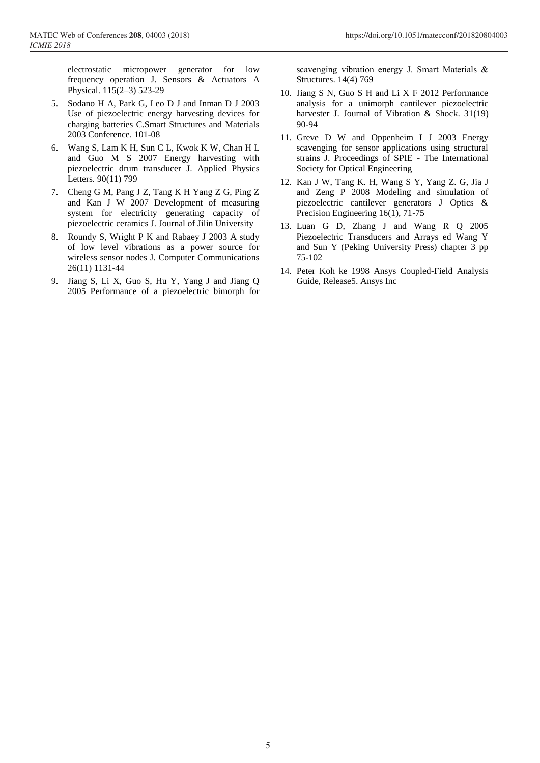electrostatic micropower generator for low frequency operation J. Sensors & Actuators A Physical. 115(2–3) 523-29

5. Sodano H A, Park G, Leo D J and Inman D J 2003 Use of piezoelectric energy harvesting devices for charging batteries C.Smart Structures and Materials 2003 Conference. 101-08
6. Wang S, Lam K H, Sun C L, Kwok K W, Chan H L and Guo M S 2007 Energy harvesting with piezoelectric drum transducer J. Applied Physics Letters. 90(11) 799
7. Cheng G M, Pang J Z, Tang K H Yang Z G, Ping Z and Kan J W 2007 Development of measuring system for electricity generating capacity of piezoelectric ceramics J. Journal of Jilin University
8. Roundy S, Wright P K and Rabaey J 2003 A study of low level vibrations as a power source for wireless sensor nodes J. Computer Communications 26(11) 1131-44
9. Jiang S, Li X, Guo S, Hu Y, Yang J and Jiang Q 2005 Performance of a piezoelectric bimorph for scavenging vibration energy J. Smart Materials & Structures. 14(4) 769
10. Jiang S N, Guo S H and Li X F 2012 Performance analysis for a unimorph cantilever piezoelectric harvester J. Journal of Vibration & Shock. 31(19) 90-94
11. Greve D W and Oppenheim I J 2003 Energy scavenging for sensor applications using structural strains J. Proceedings of SPIE - The International Society for Optical Engineering
12. Kan J W, Tang K. H, Wang S Y, Yang Z. G, Jia J and Zeng P 2008 Modeling and simulation of piezoelectric cantilever generators J Optics & Precision Engineering 16(1), 71-75
13. Luan G D, Zhang J and Wang R Q 2005 Piezoelectric Transducers and Arrays ed Wang Y and Sun Y (Peking University Press) chapter 3 pp 75-102
14. Peter Koh ke 1998 Ansys Coupled-Field Analysis Guide, Release5. Ansys Inc